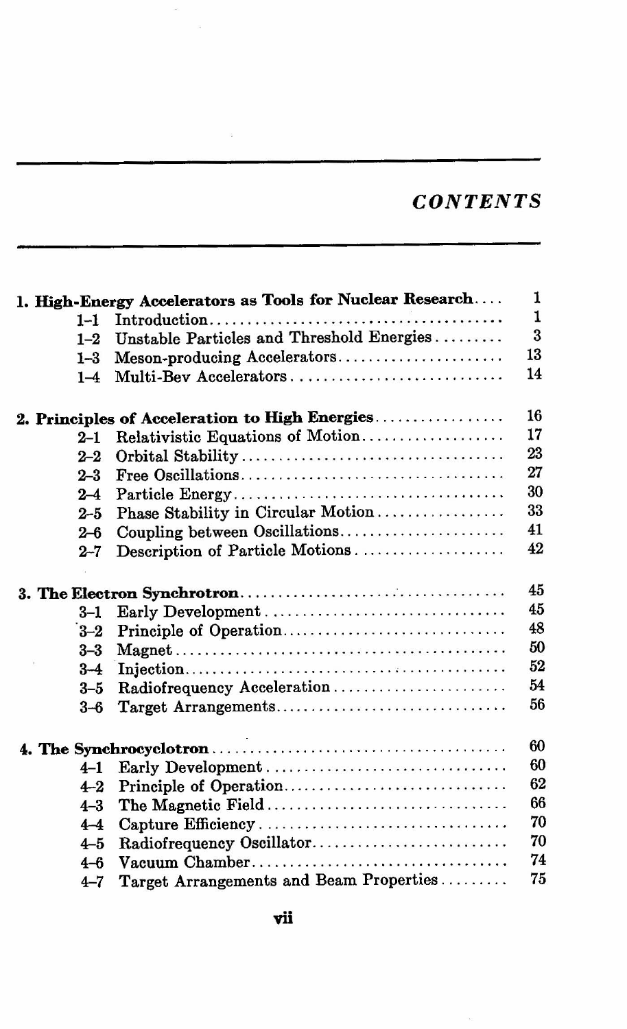## CONTENTS

| | | |
|---|---|---|
| **1. High-Energy Accelerators as Tools for Nuclear Research** | | 1 |
| 1–1 | Introduction | 1 |
| 1–2 | Unstable Particles and Threshold Energies | 3 |
| 1–3 | Meson-producing Accelerators | 13 |
| 1–4 | Multi-Bev Accelerators | 14 |
| **2. Principles of Acceleration to High Energies** | | 16 |
| 2–1 | Relativistic Equations of Motion | 17 |
| 2–2 | Orbital Stability | 23 |
| 2–3 | Free Oscillations | 27 |
| 2–4 | Particle Energy | 30 |
| 2–5 | Phase Stability in Circular Motion | 33 |
| 2–6 | Coupling between Oscillations | 41 |
| 2–7 | Description of Particle Motions | 42 |
| **3. The Electron Synchrotron** | | 45 |
| 3–1 | Early Development | 45 |
| 3–2 | Principle of Operation | 48 |
| 3–3 | Magnet | 50 |
| 3–4 | Injection | 52 |
| 3–5 | Radiofrequency Acceleration | 54 |
| 3–6 | Target Arrangements | 56 |
| **4. The Synchrocyclotron** | | 60 |
| 4–1 | Early Development | 60 |
| 4–2 | Principle of Operation | 62 |
| 4–3 | The Magnetic Field | 66 |
| 4–4 | Capture Efficiency | 70 |
| 4–5 | Radiofrequency Oscillator | 70 |
| 4–6 | Vacuum Chamber | 74 |
| 4–7 | Target Arrangements and Beam Properties | 75 |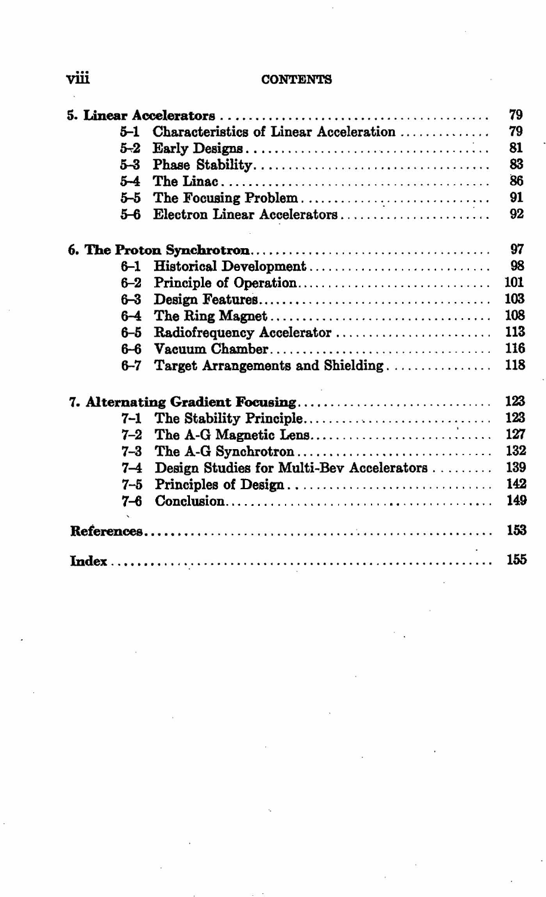| | | |
|---|---|---|
| **5. Linear Accelerators** | | 79 |
| | 5–1 Characteristics of Linear Acceleration | 79 |
| | 5–2 Early Designs | 81 |
| | 5–3 Phase Stability | 83 |
| | 5–4 The Linac | 86 |
| | 5–5 The Focusing Problem | 91 |
| | 5–6 Electron Linear Accelerators | 92 |
| **6. The Proton Synchrotron** | | 97 |
| | 6–1 Historical Development | 98 |
| | 6–2 Principle of Operation | 101 |
| | 6–3 Design Features | 103 |
| | 6–4 The Ring Magnet | 108 |
| | 6–5 Radiofrequency Accelerator | 113 |
| | 6–6 Vacuum Chamber | 116 |
| | 6–7 Target Arrangements and Shielding | 118 |
| **7. Alternating Gradient Focusing** | | 123 |
| | 7–1 The Stability Principle | 123 |
| | 7–2 The A-G Magnetic Lens | 127 |
| | 7–3 The A-G Synchrotron | 132 |
| | 7–4 Design Studies for Multi-Bev Accelerators | 139 |
| | 7–5 Principles of Design | 142 |
| | 7–6 Conclusion | 149 |
| **References** | | 153 |
| **Index** | | 155 |